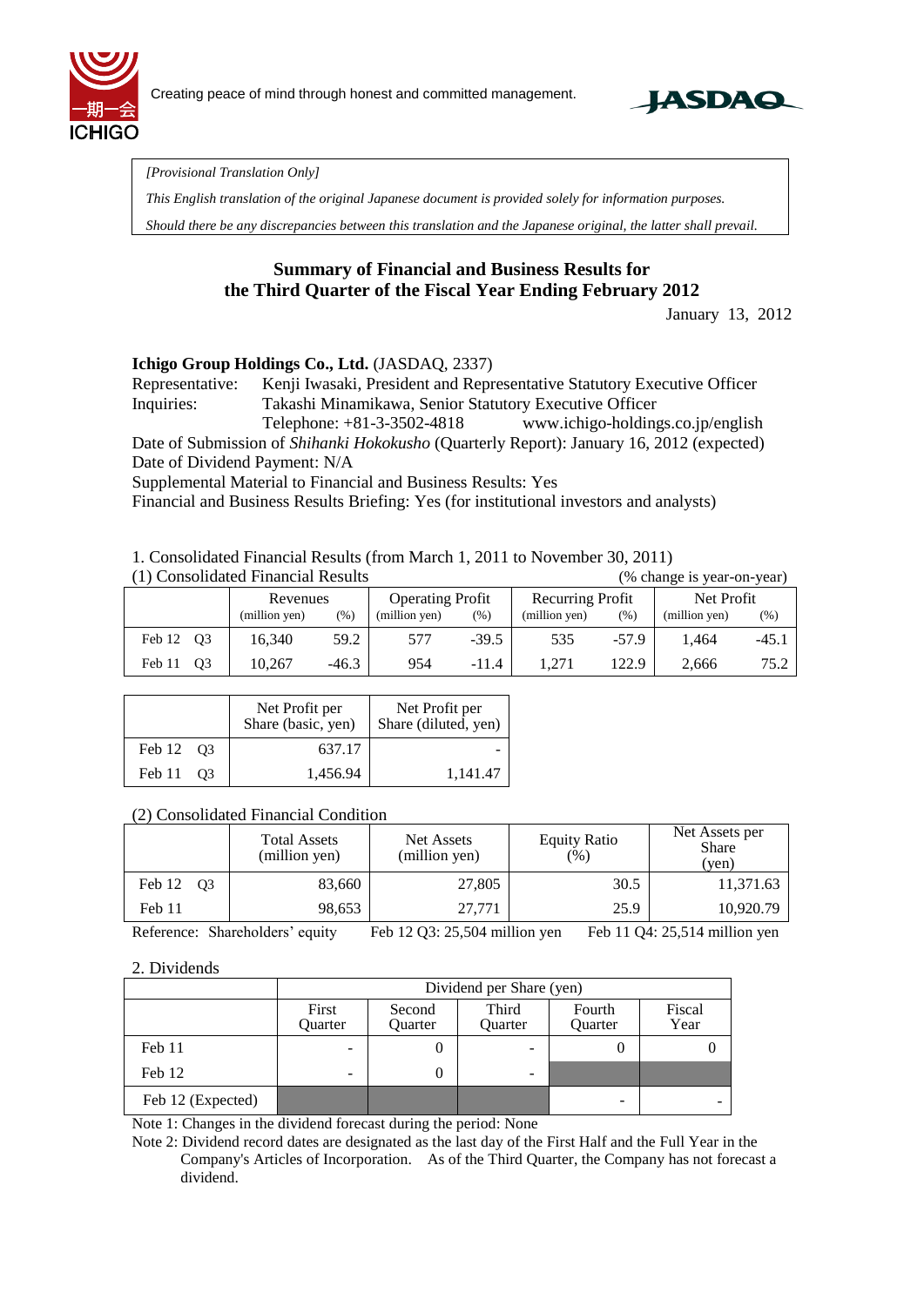Creating peace of mind through honest and committed management.

*[Provisional Translation Only]*

*This English translation of the original Japanese document is provided solely for information purposes.*

*Should there be any discrepancies between this translation and the Japanese original, the latter shall prevail.*

# Summary of Financial and Business Results for the Third Quarter of the Fiscal Year Ending February 2012

January 13, 2012

**Ichigo Group Holdings Co., Ltd.** (JASDAQ, 2337)

Representative: Kenji Iwasaki, President and Representative Statutory Executive Officer

Inquiries: Takashi Minamikawa, Senior Statutory Executive Officer

Telephone: +81-3-3502-4818 www.ichigo-holdings.co.jp/english

Date of Submission of *Shihanki Hokokusho* (Quarterly Report): January 16, 2012 (expected)

Date of Dividend Payment: N/A

Supplemental Material to Financial and Business Results: Yes

Financial and Business Results Briefing: Yes (for institutional investors and analysts)

1. Consolidated Financial Results (from March 1, 2011 to November 30, 2011)

(1) Consolidated Financial Results (% change is year-on-year)

| | Revenues | | Operating Profit | | Recurring Profit | | Net Profit | |
|---|---|---|---|---|---|---|---|---|
| | (million yen) | (%) | (million yen) | (%) | (million yen) | (%) | (million yen) | (%) |
| Feb 12 Q3 | 16,340 | 59.2 | 577 | -39.5 | 535 | -57.9 | 1,464 | -45.1 |
| Feb 11 Q3 | 10,267 | -46.3 | 954 | -11.4 | 1,271 | 122.9 | 2,666 | 75.2 |

| | Net Profit per Share (basic, yen) | Net Profit per Share (diluted, yen) |
|---|---|---|
| Feb 12 Q3 | 637.17 | - |
| Feb 11 Q3 | 1,456.94 | 1,141.47 |

(2) Consolidated Financial Condition

| | Total Assets (million yen) | Net Assets (million yen) | Equity Ratio (%) | Net Assets per Share (yen) |
|---|---|---|---|---|
| Feb 12 Q3 | 83,660 | 27,805 | 30.5 | 11,371.63 |
| Feb 11 | 98,653 | 27,771 | 25.9 | 10,920.79 |

Reference: Shareholders' equity Feb 12 Q3: 25,504 million yen Feb 11 Q4: 25,514 million yen

2. Dividends

| | Dividend per Share (yen) | | | | |
|---|---|---|---|---|---|
| | First Quarter | Second Quarter | Third Quarter | Fourth Quarter | Fiscal Year |
| Feb 11 | - | 0 | - | 0 | 0 |
| Feb 12 | - | 0 | - | | |
| Feb 12 (Expected) | | | | - | - |

Note 1: Changes in the dividend forecast during the period: None

Note 2: Dividend record dates are designated as the last day of the First Half and the Full Year in the Company's Articles of Incorporation. As of the Third Quarter, the Company has not forecast a dividend.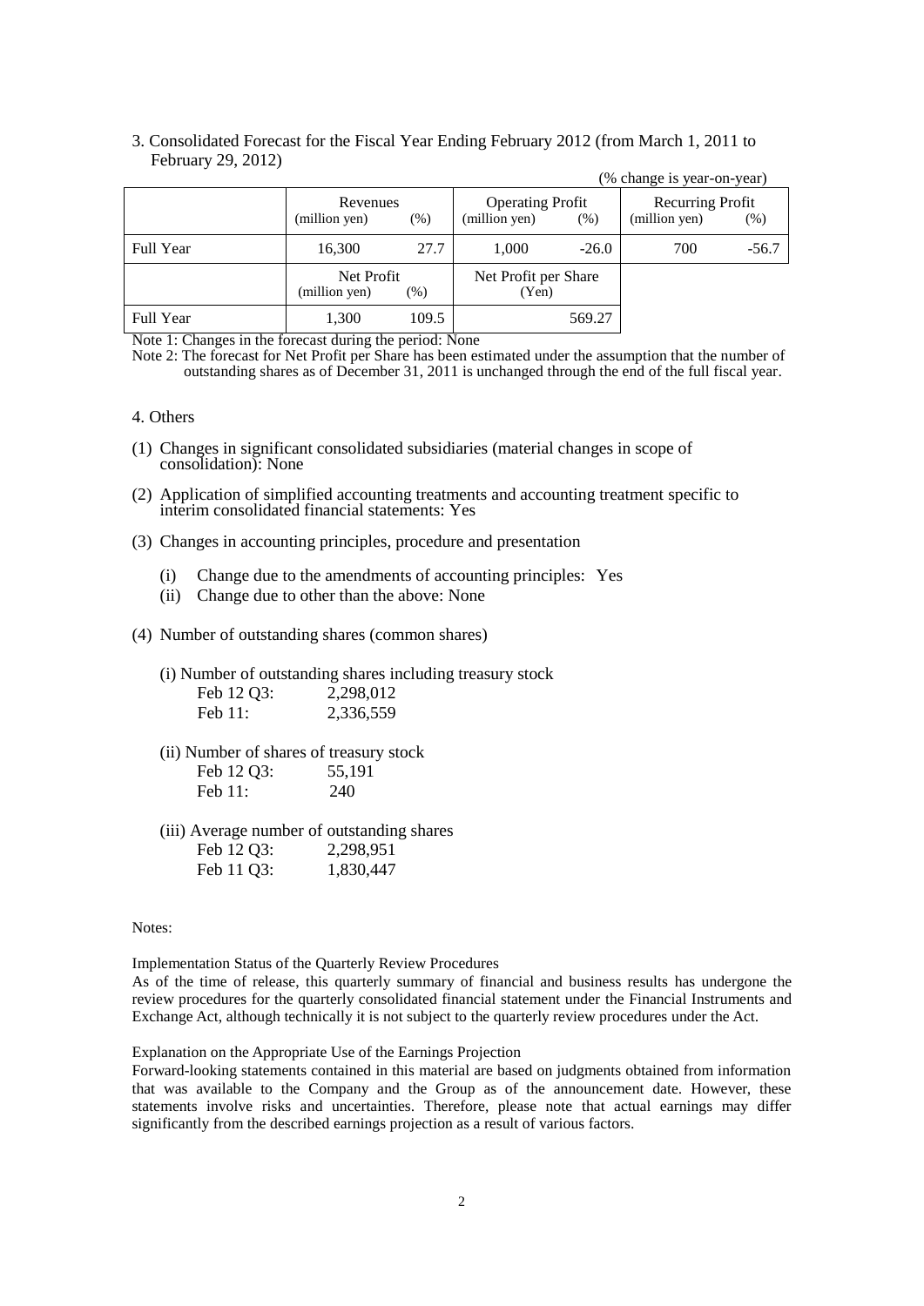3. Consolidated Forecast for the Fiscal Year Ending February 2012 (from March 1, 2011 to February 29, 2012)

(% change is year-on-year)

| | Revenues (million yen) | (%) | Operating Profit (million yen) | (%) | Recurring Profit (million yen) | (%) |
|---|---|---|---|---|---|---|
| Full Year | 16,300 | 27.7 | 1,000 | -26.0 | 700 | -56.7 |

| | Net Profit (million yen) | (%) | Net Profit per Share (Yen) |
|---|---|---|---|
| Full Year | 1,300 | 109.5 | 569.27 |

Note 1: Changes in the forecast during the period: None

Note 2: The forecast for Net Profit per Share has been estimated under the assumption that the number of outstanding shares as of December 31, 2011 is unchanged through the end of the full fiscal year.

4. Others

(1) Changes in significant consolidated subsidiaries (material changes in scope of consolidation): None

(2) Application of simplified accounting treatments and accounting treatment specific to interim consolidated financial statements: Yes

(3) Changes in accounting principles, procedure and presentation

- (i) Change due to the amendments of accounting principles: Yes
- (ii) Change due to other than the above: None

(4) Number of outstanding shares (common shares)

(i) Number of outstanding shares including treasury stock

| | |
|---|---|
| Feb 12 Q3: | 2,298,012 |
| Feb 11: | 2,336,559 |

(ii) Number of shares of treasury stock

| | |
|---|---|
| Feb 12 Q3: | 55,191 |
| Feb 11: | 240 |

(iii) Average number of outstanding shares

| | |
|---|---|
| Feb 12 Q3: | 2,298,951 |
| Feb 11 Q3: | 1,830,447 |

Notes:

Implementation Status of the Quarterly Review Procedures

As of the time of release, this quarterly summary of financial and business results has undergone the review procedures for the quarterly consolidated financial statement under the Financial Instruments and Exchange Act, although technically it is not subject to the quarterly review procedures under the Act.

Explanation on the Appropriate Use of the Earnings Projection

Forward-looking statements contained in this material are based on judgments obtained from information that was available to the Company and the Group as of the announcement date. However, these statements involve risks and uncertainties. Therefore, please note that actual earnings may differ significantly from the described earnings projection as a result of various factors.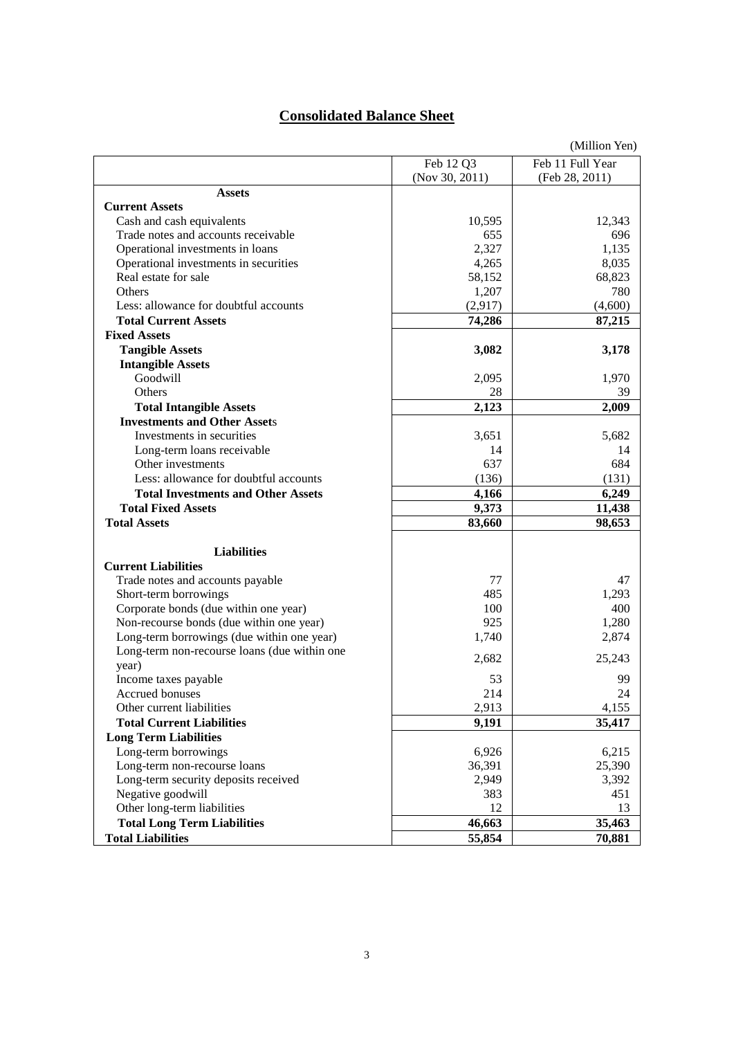# Consolidated Balance Sheet

(Million Yen)

| | Feb 12 Q3 (Nov 30, 2011) | Feb 11 Full Year (Feb 28, 2011) |
|---|---|---|
| **Assets** | | |
| **Current Assets** | | |
| Cash and cash equivalents | 10,595 | 12,343 |
| Trade notes and accounts receivable | 655 | 696 |
| Operational investments in loans | 2,327 | 1,135 |
| Operational investments in securities | 4,265 | 8,035 |
| Real estate for sale | 58,152 | 68,823 |
| Others | 1,207 | 780 |
| Less: allowance for doubtful accounts | (2,917) | (4,600) |
| **Total Current Assets** | **74,286** | **87,215** |
| **Fixed Assets** | | |
| **Tangible Assets** | **3,082** | **3,178** |
| **Intangible Assets** | | |
| Goodwill | 2,095 | 1,970 |
| Others | 28 | 39 |
| **Total Intangible Assets** | **2,123** | **2,009** |
| **Investments and Other Assets** | | |
| Investments in securities | 3,651 | 5,682 |
| Long-term loans receivable | 14 | 14 |
| Other investments | 637 | 684 |
| Less: allowance for doubtful accounts | (136) | (131) |
| **Total Investments and Other Assets** | **4,166** | **6,249** |
| **Total Fixed Assets** | **9,373** | **11,438** |
| **Total Assets** | **83,660** | **98,653** |
| **Liabilities** | | |
| **Current Liabilities** | | |
| Trade notes and accounts payable | 77 | 47 |
| Short-term borrowings | 485 | 1,293 |
| Corporate bonds (due within one year) | 100 | 400 |
| Non-recourse bonds (due within one year) | 925 | 1,280 |
| Long-term borrowings (due within one year) | 1,740 | 2,874 |
| Long-term non-recourse loans (due within one year) | 2,682 | 25,243 |
| Income taxes payable | 53 | 99 |
| Accrued bonuses | 214 | 24 |
| Other current liabilities | 2,913 | 4,155 |
| **Total Current Liabilities** | **9,191** | **35,417** |
| **Long Term Liabilities** | | |
| Long-term borrowings | 6,926 | 6,215 |
| Long-term non-recourse loans | 36,391 | 25,390 |
| Long-term security deposits received | 2,949 | 3,392 |
| Negative goodwill | 383 | 451 |
| Other long-term liabilities | 12 | 13 |
| **Total Long Term Liabilities** | **46,663** | **35,463** |
| **Total Liabilities** | **55,854** | **70,881** |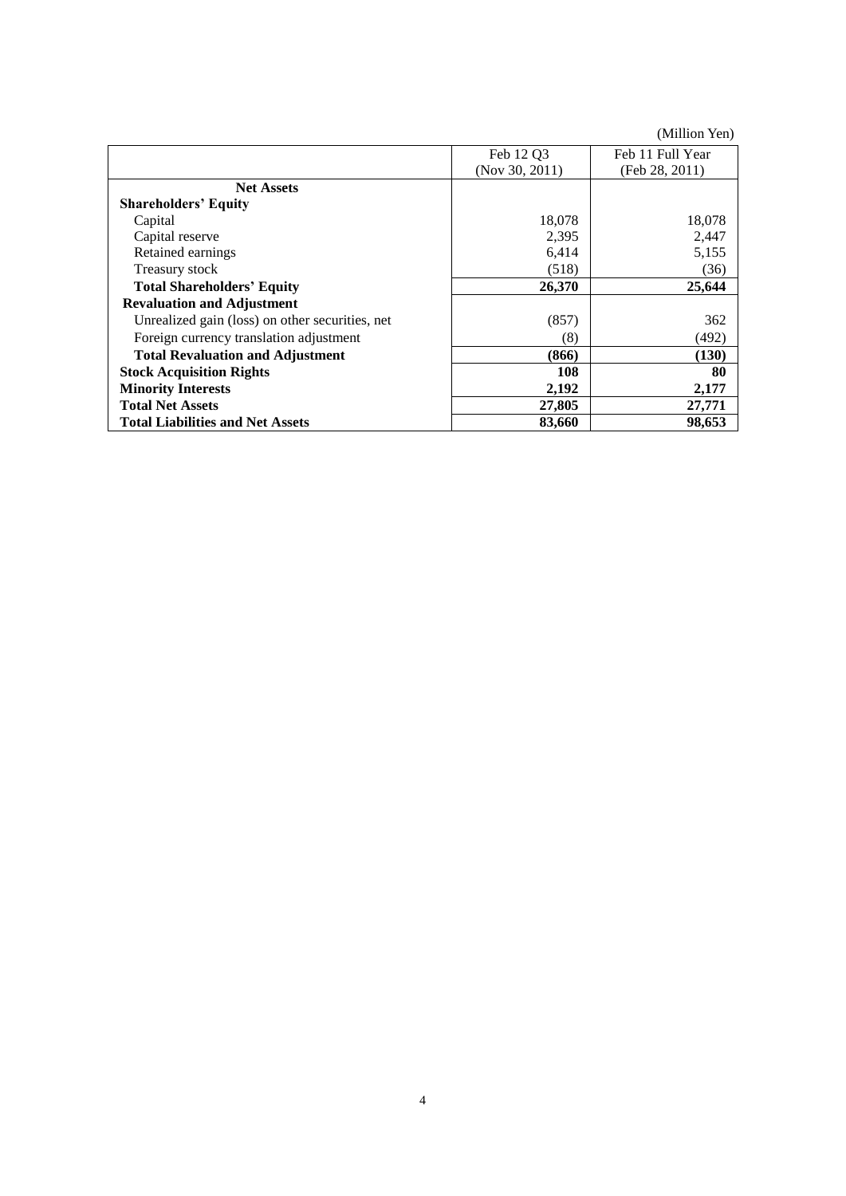(Million Yen)

| | Feb 12 Q3 (Nov 30, 2011) | Feb 11 Full Year (Feb 28, 2011) |
|---|---|---|
| **Net Assets** | | |
| **Shareholders' Equity** | | |
| Capital | 18,078 | 18,078 |
| Capital reserve | 2,395 | 2,447 |
| Retained earnings | 6,414 | 5,155 |
| Treasury stock | (518) | (36) |
| **Total Shareholders' Equity** | **26,370** | **25,644** |
| **Revaluation and Adjustment** | | |
| Unrealized gain (loss) on other securities, net | (857) | 362 |
| Foreign currency translation adjustment | (8) | (492) |
| **Total Revaluation and Adjustment** | **(866)** | **(130)** |
| **Stock Acquisition Rights** | **108** | **80** |
| **Minority Interests** | **2,192** | **2,177** |
| **Total Net Assets** | **27,805** | **27,771** |
| **Total Liabilities and Net Assets** | **83,660** | **98,653** |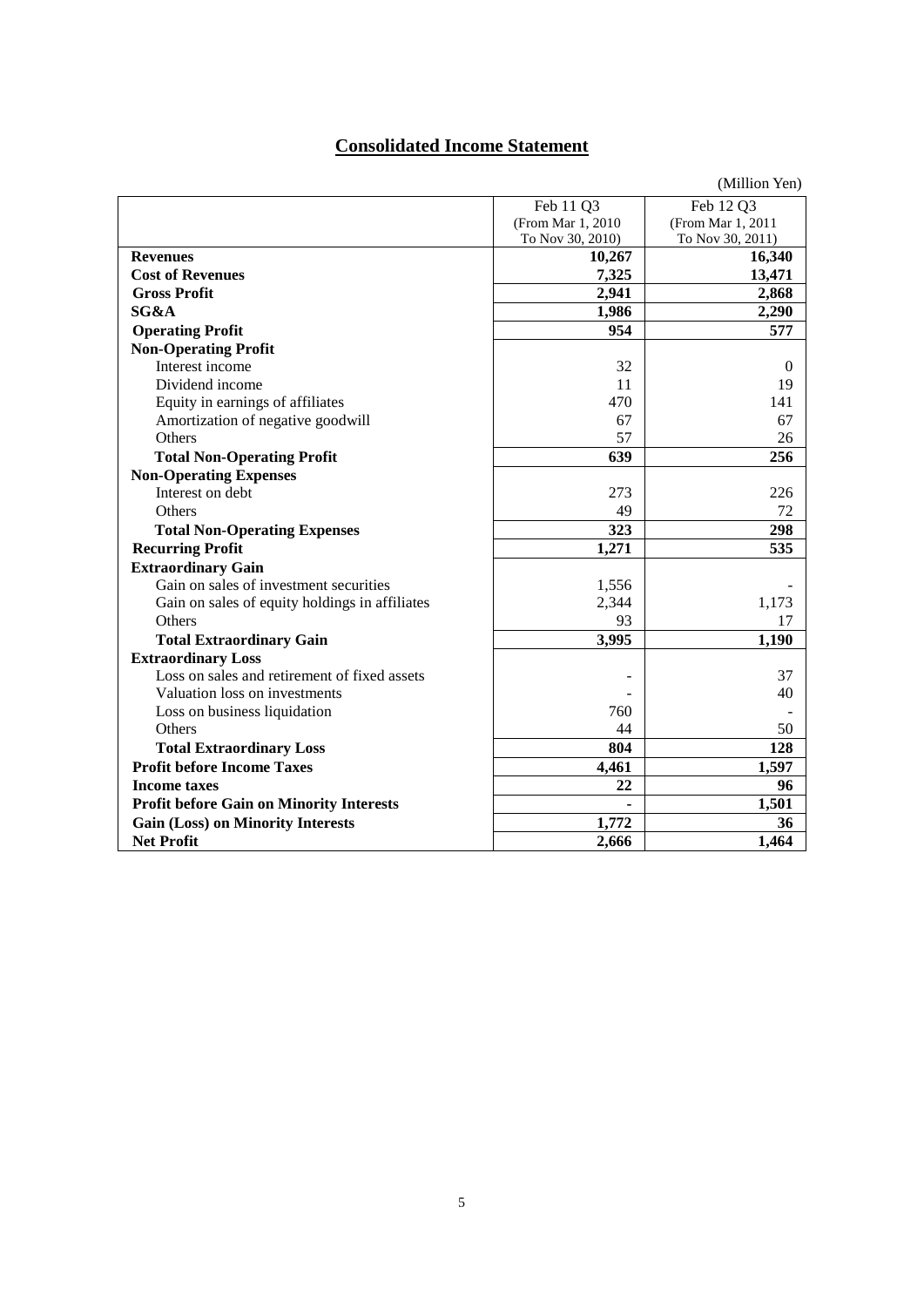# Consolidated Income Statement

(Million Yen)

| | Feb 11 Q3 (From Mar 1, 2010 To Nov 30, 2010) | Feb 12 Q3 (From Mar 1, 2011 To Nov 30, 2011) |
|---|---|---|
| **Revenues** | **10,267** | **16,340** |
| **Cost of Revenues** | **7,325** | **13,471** |
| **Gross Profit** | **2,941** | **2,868** |
| **SG&A** | **1,986** | **2,290** |
| **Operating Profit** | **954** | **577** |
| **Non-Operating Profit** | | |
| Interest income | 32 | 0 |
| Dividend income | 11 | 19 |
| Equity in earnings of affiliates | 470 | 141 |
| Amortization of negative goodwill | 67 | 67 |
| Others | 57 | 26 |
| **Total Non-Operating Profit** | **639** | **256** |
| **Non-Operating Expenses** | | |
| Interest on debt | 273 | 226 |
| Others | 49 | 72 |
| **Total Non-Operating Expenses** | **323** | **298** |
| **Recurring Profit** | **1,271** | **535** |
| **Extraordinary Gain** | | |
| Gain on sales of investment securities | 1,556 | - |
| Gain on sales of equity holdings in affiliates | 2,344 | 1,173 |
| Others | 93 | 17 |
| **Total Extraordinary Gain** | **3,995** | **1,190** |
| **Extraordinary Loss** | | |
| Loss on sales and retirement of fixed assets | - | 37 |
| Valuation loss on investments | - | 40 |
| Loss on business liquidation | 760 | - |
| Others | 44 | 50 |
| **Total Extraordinary Loss** | **804** | **128** |
| **Profit before Income Taxes** | **4,461** | **1,597** |
| **Income taxes** | **22** | **96** |
| **Profit before Gain on Minority Interests** | **-** | **1,501** |
| **Gain (Loss) on Minority Interests** | **1,772** | **36** |
| **Net Profit** | **2,666** | **1,464** |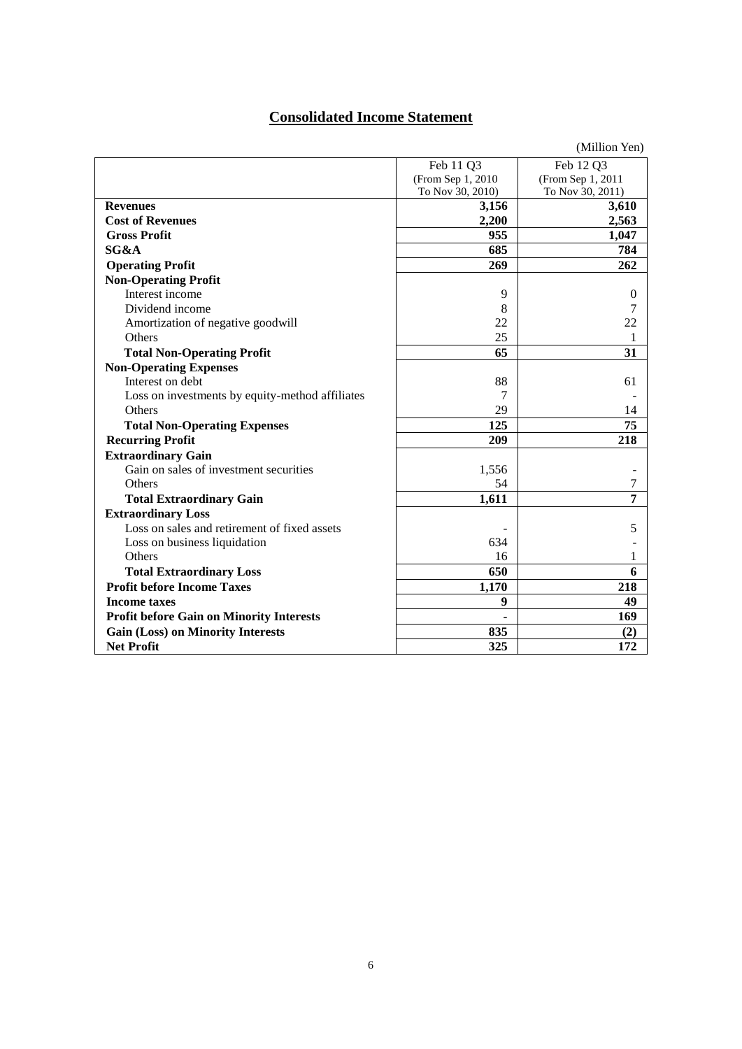## **Consolidated Income Statement**

(Million Yen)

| | Feb 11 Q3 (From Sep 1, 2010 To Nov 30, 2010) | Feb 12 Q3 (From Sep 1, 2011 To Nov 30, 2011) |
|---|---|---|
| **Revenues** | **3,156** | **3,610** |
| **Cost of Revenues** | **2,200** | **2,563** |
| **Gross Profit** | **955** | **1,047** |
| **SG&A** | **685** | **784** |
| **Operating Profit** | **269** | **262** |
| **Non-Operating Profit** | | |
| Interest income | 9 | 0 |
| Dividend income | 8 | 7 |
| Amortization of negative goodwill | 22 | 22 |
| Others | 25 | 1 |
| **Total Non-Operating Profit** | **65** | **31** |
| **Non-Operating Expenses** | | |
| Interest on debt | 88 | 61 |
| Loss on investments by equity-method affiliates | 7 | - |
| Others | 29 | 14 |
| **Total Non-Operating Expenses** | **125** | **75** |
| **Recurring Profit** | **209** | **218** |
| **Extraordinary Gain** | | |
| Gain on sales of investment securities | 1,556 | - |
| Others | 54 | 7 |
| **Total Extraordinary Gain** | **1,611** | **7** |
| **Extraordinary Loss** | | |
| Loss on sales and retirement of fixed assets | - | 5 |
| Loss on business liquidation | 634 | - |
| Others | 16 | 1 |
| **Total Extraordinary Loss** | **650** | **6** |
| **Profit before Income Taxes** | **1,170** | **218** |
| **Income taxes** | **9** | **49** |
| **Profit before Gain on Minority Interests** | **-** | **169** |
| **Gain (Loss) on Minority Interests** | **835** | **(2)** |
| **Net Profit** | **325** | **172** |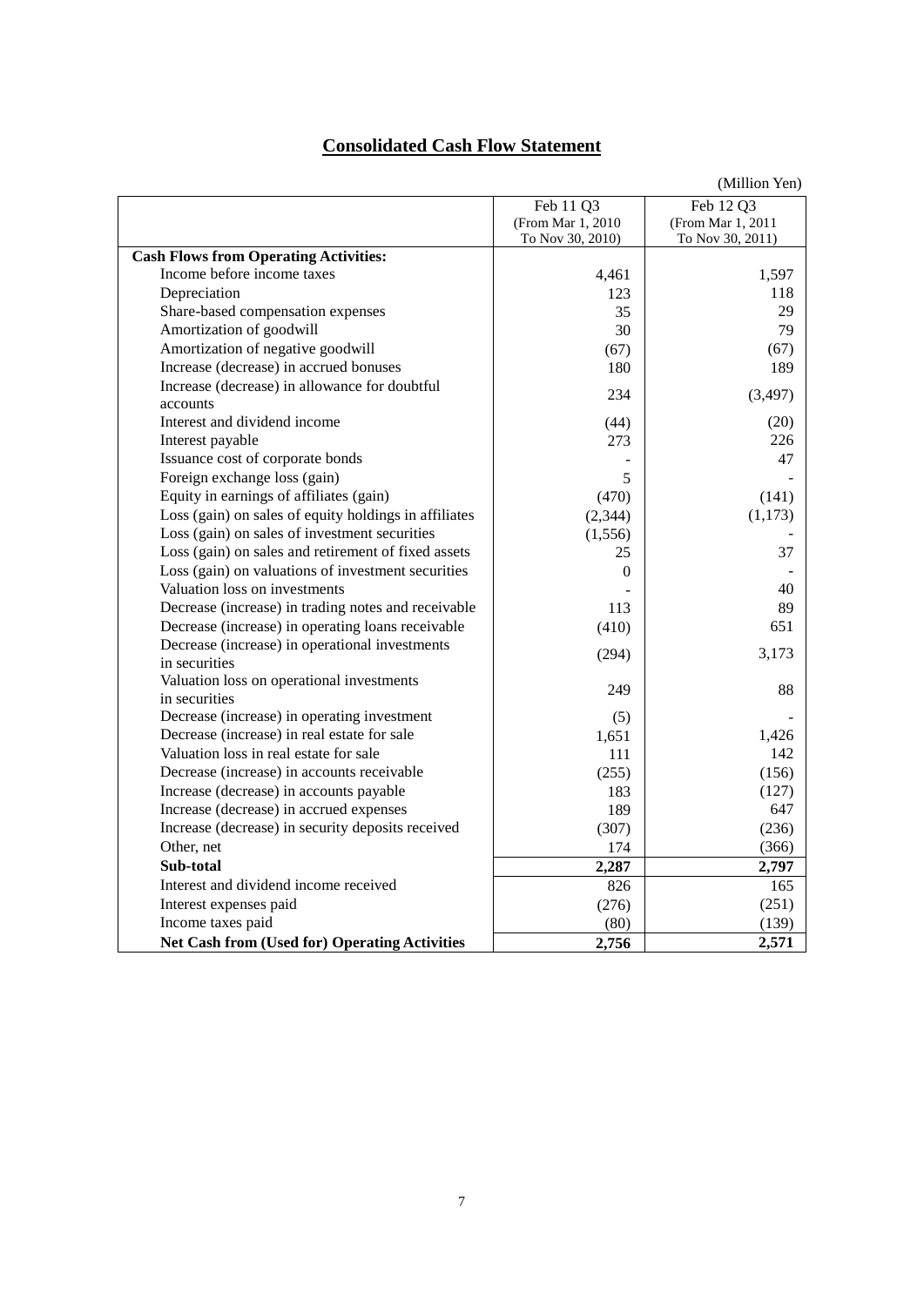# Consolidated Cash Flow Statement

(Million Yen)

| | Feb 11 Q3 (From Mar 1, 2010 To Nov 30, 2010) | Feb 12 Q3 (From Mar 1, 2011 To Nov 30, 2011) |
|---|---|---|
| **Cash Flows from Operating Activities:** | | |
| Income before income taxes | 4,461 | 1,597 |
| Depreciation | 123 | 118 |
| Share-based compensation expenses | 35 | 29 |
| Amortization of goodwill | 30 | 79 |
| Amortization of negative goodwill | (67) | (67) |
| Increase (decrease) in accrued bonuses | 180 | 189 |
| Increase (decrease) in allowance for doubtful accounts | 234 | (3,497) |
| Interest and dividend income | (44) | (20) |
| Interest payable | 273 | 226 |
| Issuance cost of corporate bonds | - | 47 |
| Foreign exchange loss (gain) | 5 | - |
| Equity in earnings of affiliates (gain) | (470) | (141) |
| Loss (gain) on sales of equity holdings in affiliates | (2,344) | (1,173) |
| Loss (gain) on sales of investment securities | (1,556) | - |
| Loss (gain) on sales and retirement of fixed assets | 25 | 37 |
| Loss (gain) on valuations of investment securities | 0 | - |
| Valuation loss on investments | - | 40 |
| Decrease (increase) in trading notes and receivable | 113 | 89 |
| Decrease (increase) in operating loans receivable | (410) | 651 |
| Decrease (increase) in operational investments in securities | (294) | 3,173 |
| Valuation loss on operational investments in securities | 249 | 88 |
| Decrease (increase) in operating investment | (5) | - |
| Decrease (increase) in real estate for sale | 1,651 | 1,426 |
| Valuation loss in real estate for sale | 111 | 142 |
| Decrease (increase) in accounts receivable | (255) | (156) |
| Increase (decrease) in accounts payable | 183 | (127) |
| Increase (decrease) in accrued expenses | 189 | 647 |
| Increase (decrease) in security deposits received | (307) | (236) |
| Other, net | 174 | (366) |
| **Sub-total** | **2,287** | **2,797** |
| Interest and dividend income received | 826 | 165 |
| Interest expenses paid | (276) | (251) |
| Income taxes paid | (80) | (139) |
| **Net Cash from (Used for) Operating Activities** | **2,756** | **2,571** |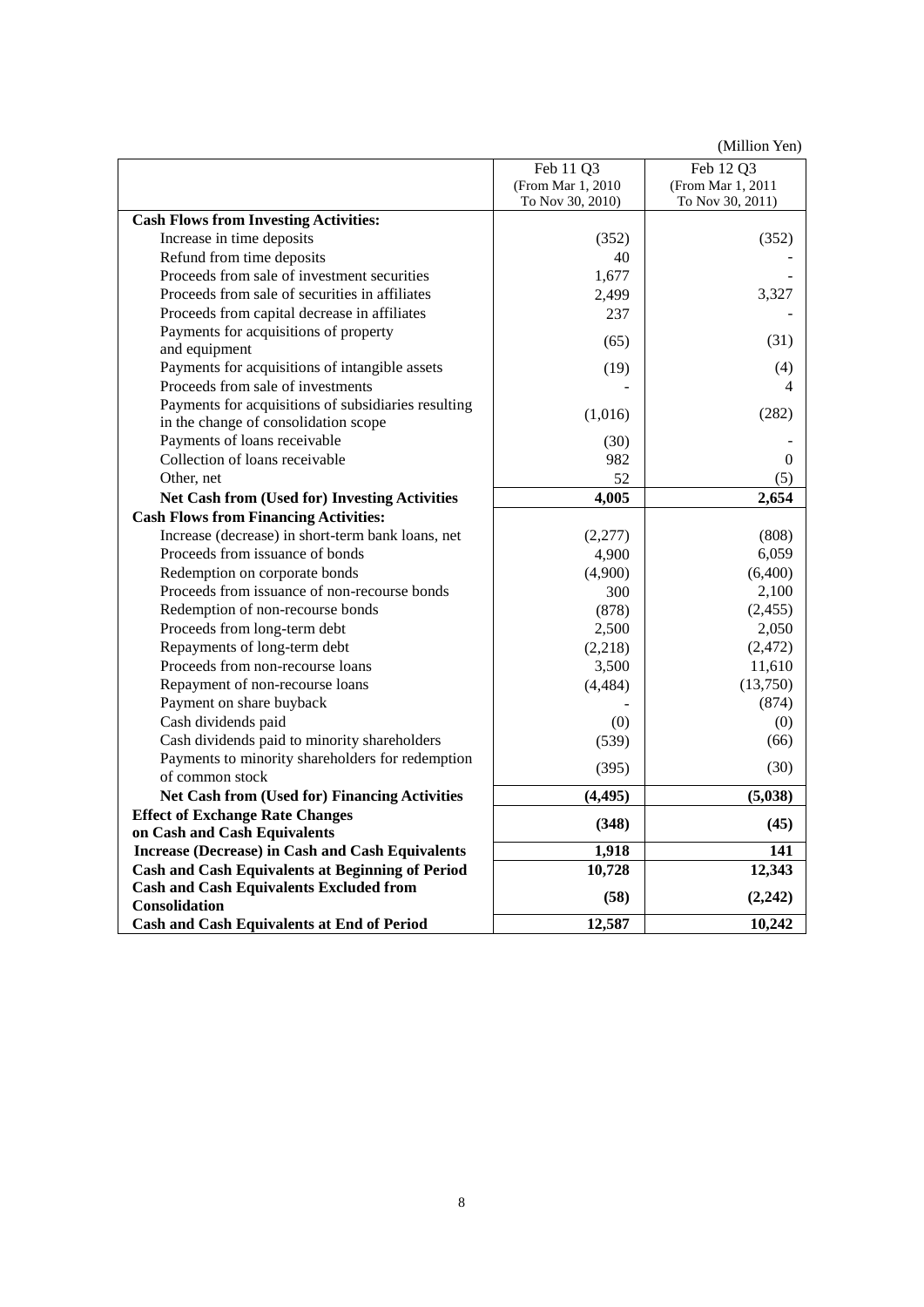(Million Yen)

| | Feb 11 Q3 (From Mar 1, 2010 To Nov 30, 2010) | Feb 12 Q3 (From Mar 1, 2011 To Nov 30, 2011) |
|---|---|---|
| **Cash Flows from Investing Activities:** | | |
| Increase in time deposits | (352) | (352) |
| Refund from time deposits | 40 | - |
| Proceeds from sale of investment securities | 1,677 | - |
| Proceeds from sale of securities in affiliates | 2,499 | 3,327 |
| Proceeds from capital decrease in affiliates | 237 | - |
| Payments for acquisitions of property and equipment | (65) | (31) |
| Payments for acquisitions of intangible assets | (19) | (4) |
| Proceeds from sale of investments | - | 4 |
| Payments for acquisitions of subsidiaries resulting in the change of consolidation scope | (1,016) | (282) |
| Payments of loans receivable | (30) | - |
| Collection of loans receivable | 982 | 0 |
| Other, net | 52 | (5) |
| **Net Cash from (Used for) Investing Activities** | **4,005** | **2,654** |
| **Cash Flows from Financing Activities:** | | |
| Increase (decrease) in short-term bank loans, net | (2,277) | (808) |
| Proceeds from issuance of bonds | 4,900 | 6,059 |
| Redemption on corporate bonds | (4,900) | (6,400) |
| Proceeds from issuance of non-recourse bonds | 300 | 2,100 |
| Redemption of non-recourse bonds | (878) | (2,455) |
| Proceeds from long-term debt | 2,500 | 2,050 |
| Repayments of long-term debt | (2,218) | (2,472) |
| Proceeds from non-recourse loans | 3,500 | 11,610 |
| Repayment of non-recourse loans | (4,484) | (13,750) |
| Payment on share buyback | - | (874) |
| Cash dividends paid | (0) | (0) |
| Cash dividends paid to minority shareholders | (539) | (66) |
| Payments to minority shareholders for redemption of common stock | (395) | (30) |
| **Net Cash from (Used for) Financing Activities** | **(4,495)** | **(5,038)** |
| **Effect of Exchange Rate Changes on Cash and Cash Equivalents** | **(348)** | **(45)** |
| **Increase (Decrease) in Cash and Cash Equivalents** | **1,918** | **141** |
| **Cash and Cash Equivalents at Beginning of Period** | **10,728** | **12,343** |
| **Cash and Cash Equivalents Excluded from Consolidation** | **(58)** | **(2,242)** |
| **Cash and Cash Equivalents at End of Period** | **12,587** | **10,242** |